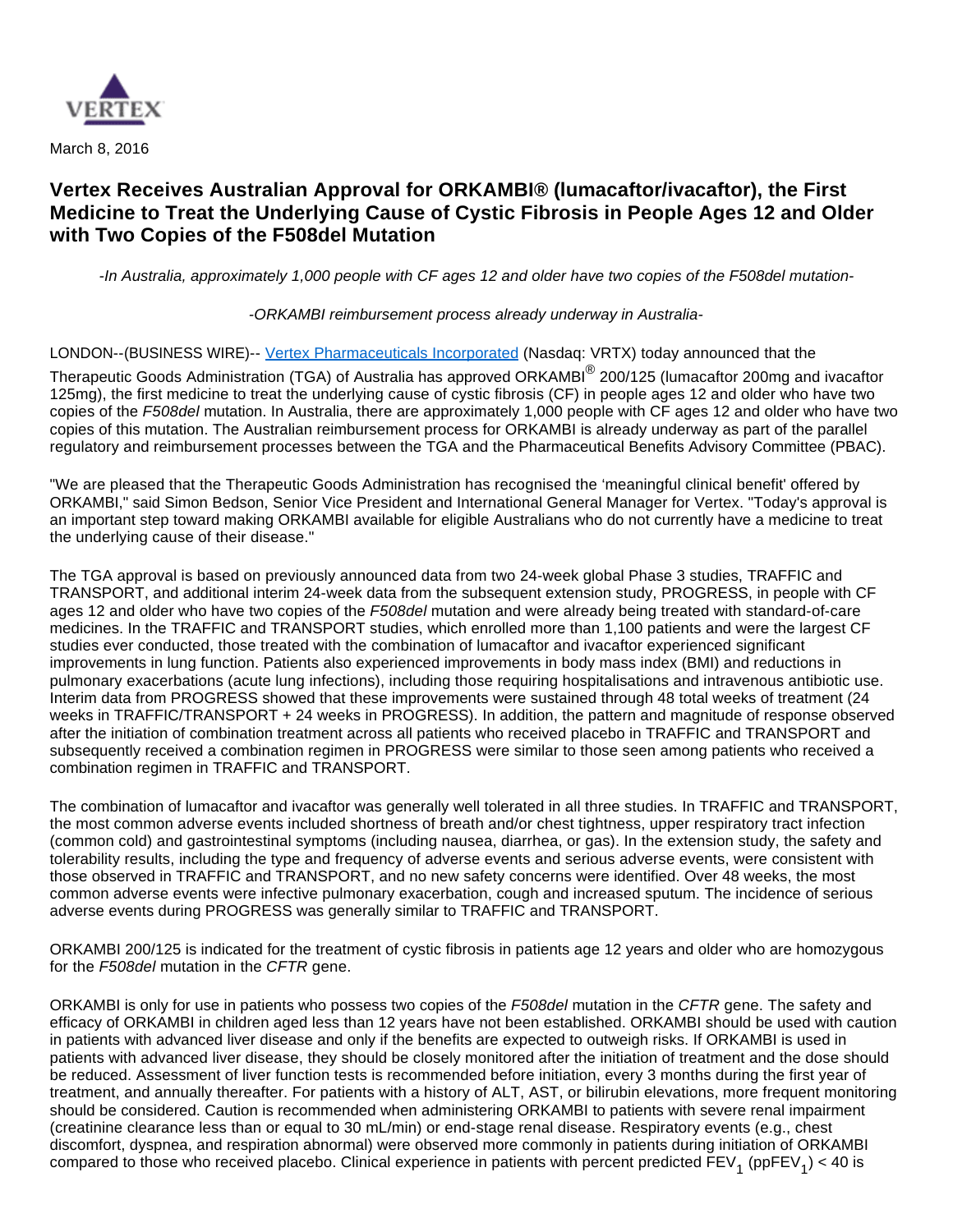VERTEX

March 8, 2016

# Vertex Receives Australian Approval for ORKAMBI® (lumacaftor/ivacaftor), the First Medicine to Treat the Underlying Cause of Cystic Fibrosis in People Ages 12 and Older with Two Copies of the F508del Mutation

*-In Australia, approximately 1,000 people with CF ages 12 and older have two copies of the F508del mutation-*

*-ORKAMBI reimbursement process already underway in Australia-*

LONDON--(BUSINESS WIRE)-- Vertex Pharmaceuticals Incorporated (Nasdaq: VRTX) today announced that the Therapeutic Goods Administration (TGA) of Australia has approved ORKAMBI® 200/125 (lumacaftor 200mg and ivacaftor 125mg), the first medicine to treat the underlying cause of cystic fibrosis (CF) in people ages 12 and older who have two copies of the *F508del* mutation. In Australia, there are approximately 1,000 people with CF ages 12 and older who have two copies of this mutation. The Australian reimbursement process for ORKAMBI is already underway as part of the parallel regulatory and reimbursement processes between the TGA and the Pharmaceutical Benefits Advisory Committee (PBAC).

"We are pleased that the Therapeutic Goods Administration has recognised the 'meaningful clinical benefit' offered by ORKAMBI," said Simon Bedson, Senior Vice President and International General Manager for Vertex. "Today's approval is an important step toward making ORKAMBI available for eligible Australians who do not currently have a medicine to treat the underlying cause of their disease."

The TGA approval is based on previously announced data from two 24-week global Phase 3 studies, TRAFFIC and TRANSPORT, and additional interim 24-week data from the subsequent extension study, PROGRESS, in people with CF ages 12 and older who have two copies of the *F508del* mutation and were already being treated with standard-of-care medicines. In the TRAFFIC and TRANSPORT studies, which enrolled more than 1,100 patients and were the largest CF studies ever conducted, those treated with the combination of lumacaftor and ivacaftor experienced significant improvements in lung function. Patients also experienced improvements in body mass index (BMI) and reductions in pulmonary exacerbations (acute lung infections), including those requiring hospitalisations and intravenous antibiotic use. Interim data from PROGRESS showed that these improvements were sustained through 48 total weeks of treatment (24 weeks in TRAFFIC/TRANSPORT + 24 weeks in PROGRESS). In addition, the pattern and magnitude of response observed after the initiation of combination treatment across all patients who received placebo in TRAFFIC and TRANSPORT and subsequently received a combination regimen in PROGRESS were similar to those seen among patients who received a combination regimen in TRAFFIC and TRANSPORT.

The combination of lumacaftor and ivacaftor was generally well tolerated in all three studies. In TRAFFIC and TRANSPORT, the most common adverse events included shortness of breath and/or chest tightness, upper respiratory tract infection (common cold) and gastrointestinal symptoms (including nausea, diarrhea, or gas). In the extension study, the safety and tolerability results, including the type and frequency of adverse events and serious adverse events, were consistent with those observed in TRAFFIC and TRANSPORT, and no new safety concerns were identified. Over 48 weeks, the most common adverse events were infective pulmonary exacerbation, cough and increased sputum. The incidence of serious adverse events during PROGRESS was generally similar to TRAFFIC and TRANSPORT.

ORKAMBI 200/125 is indicated for the treatment of cystic fibrosis in patients age 12 years and older who are homozygous for the *F508del* mutation in the *CFTR* gene.

ORKAMBI is only for use in patients who possess two copies of the *F508del* mutation in the *CFTR* gene. The safety and efficacy of ORKAMBI in children aged less than 12 years have not been established. ORKAMBI should be used with caution in patients with advanced liver disease and only if the benefits are expected to outweigh risks. If ORKAMBI is used in patients with advanced liver disease, they should be closely monitored after the initiation of treatment and the dose should be reduced. Assessment of liver function tests is recommended before initiation, every 3 months during the first year of treatment, and annually thereafter. For patients with a history of ALT, AST, or bilirubin elevations, more frequent monitoring should be considered. Caution is recommended when administering ORKAMBI to patients with severe renal impairment (creatinine clearance less than or equal to 30 mL/min) or end-stage renal disease. Respiratory events (e.g., chest discomfort, dyspnea, and respiration abnormal) were observed more commonly in patients during initiation of ORKAMBI compared to those who received placebo. Clinical experience in patients with percent predicted $FEV_1$ ($ppFEV_1$) < 40 is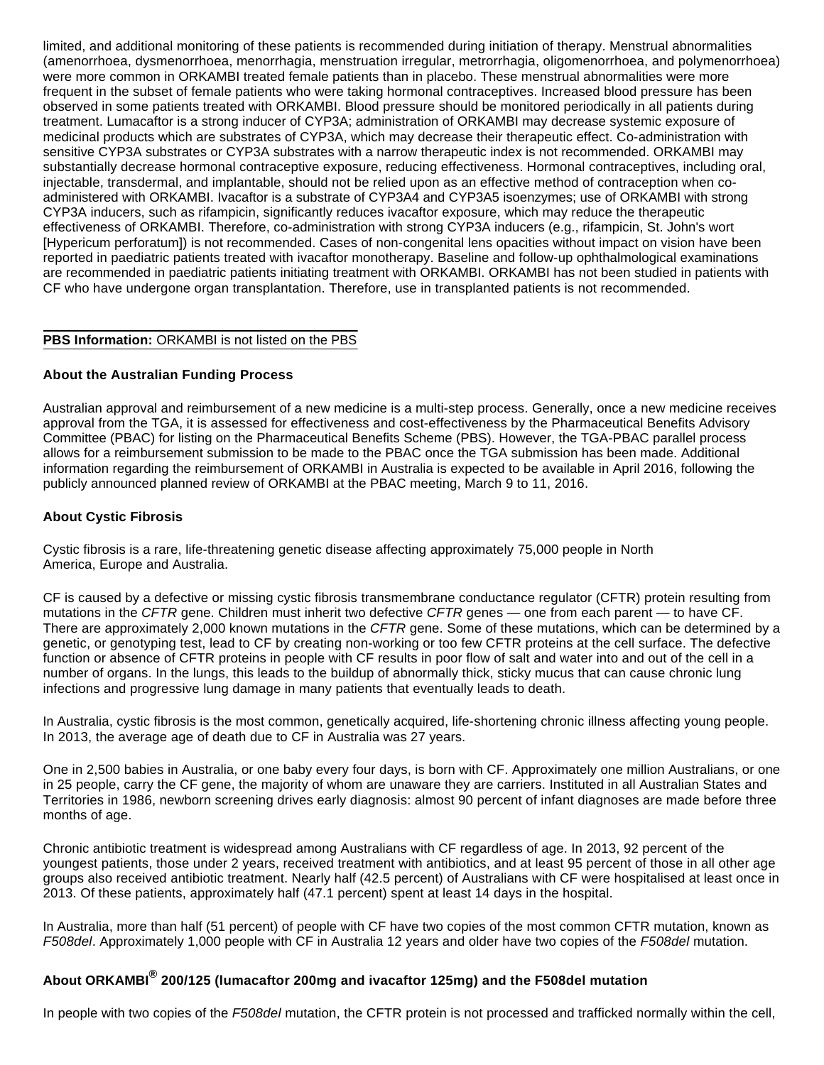limited, and additional monitoring of these patients is recommended during initiation of therapy. Menstrual abnormalities (amenorrhoea, dysmenorrhoea, menorrhagia, menstruation irregular, metrorrhagia, oligomenorrhoea, and polymenorrhoea) were more common in ORKAMBI treated female patients than in placebo. These menstrual abnormalities were more frequent in the subset of female patients who were taking hormonal contraceptives. Increased blood pressure has been observed in some patients treated with ORKAMBI. Blood pressure should be monitored periodically in all patients during treatment. Lumacaftor is a strong inducer of CYP3A; administration of ORKAMBI may decrease systemic exposure of medicinal products which are substrates of CYP3A, which may decrease their therapeutic effect. Co-administration with sensitive CYP3A substrates or CYP3A substrates with a narrow therapeutic index is not recommended. ORKAMBI may substantially decrease hormonal contraceptive exposure, reducing effectiveness. Hormonal contraceptives, including oral, injectable, transdermal, and implantable, should not be relied upon as an effective method of contraception when co-administered with ORKAMBI. Ivacaftor is a substrate of CYP3A4 and CYP3A5 isoenzymes; use of ORKAMBI with strong CYP3A inducers, such as rifampicin, significantly reduces ivacaftor exposure, which may reduce the therapeutic effectiveness of ORKAMBI. Therefore, co-administration with strong CYP3A inducers (e.g., rifampicin, St. John's wort [Hypericum perforatum]) is not recommended. Cases of non-congenital lens opacities without impact on vision have been reported in paediatric patients treated with ivacaftor monotherapy. Baseline and follow-up ophthalmological examinations are recommended in paediatric patients initiating treatment with ORKAMBI. ORKAMBI has not been studied in patients with CF who have undergone organ transplantation. Therefore, use in transplanted patients is not recommended.

**PBS Information:** ORKAMBI is not listed on the PBS

**About the Australian Funding Process**

Australian approval and reimbursement of a new medicine is a multi-step process. Generally, once a new medicine receives approval from the TGA, it is assessed for effectiveness and cost-effectiveness by the Pharmaceutical Benefits Advisory Committee (PBAC) for listing on the Pharmaceutical Benefits Scheme (PBS). However, the TGA-PBAC parallel process allows for a reimbursement submission to be made to the PBAC once the TGA submission has been made. Additional information regarding the reimbursement of ORKAMBI in Australia is expected to be available in April 2016, following the publicly announced planned review of ORKAMBI at the PBAC meeting, March 9 to 11, 2016.

**About Cystic Fibrosis**

Cystic fibrosis is a rare, life-threatening genetic disease affecting approximately 75,000 people in North America, Europe and Australia.

CF is caused by a defective or missing cystic fibrosis transmembrane conductance regulator (CFTR) protein resulting from mutations in the *CFTR* gene. Children must inherit two defective *CFTR* genes — one from each parent — to have CF. There are approximately 2,000 known mutations in the *CFTR* gene. Some of these mutations, which can be determined by a genetic, or genotyping test, lead to CF by creating non-working or too few CFTR proteins at the cell surface. The defective function or absence of CFTR proteins in people with CF results in poor flow of salt and water into and out of the cell in a number of organs. In the lungs, this leads to the buildup of abnormally thick, sticky mucus that can cause chronic lung infections and progressive lung damage in many patients that eventually leads to death.

In Australia, cystic fibrosis is the most common, genetically acquired, life-shortening chronic illness affecting young people. In 2013, the average age of death due to CF in Australia was 27 years.

One in 2,500 babies in Australia, or one baby every four days, is born with CF. Approximately one million Australians, or one in 25 people, carry the CF gene, the majority of whom are unaware they are carriers. Instituted in all Australian States and Territories in 1986, newborn screening drives early diagnosis: almost 90 percent of infant diagnoses are made before three months of age.

Chronic antibiotic treatment is widespread among Australians with CF regardless of age. In 2013, 92 percent of the youngest patients, those under 2 years, received treatment with antibiotics, and at least 95 percent of those in all other age groups also received antibiotic treatment. Nearly half (42.5 percent) of Australians with CF were hospitalised at least once in 2013. Of these patients, approximately half (47.1 percent) spent at least 14 days in the hospital.

In Australia, more than half (51 percent) of people with CF have two copies of the most common CFTR mutation, known as *F508del*. Approximately 1,000 people with CF in Australia 12 years and older have two copies of the *F508del* mutation.

### About ORKAMBI® 200/125 (lumacaftor 200mg and ivacaftor 125mg) and the F508del mutation

In people with two copies of the *F508del* mutation, the CFTR protein is not processed and trafficked normally within the cell,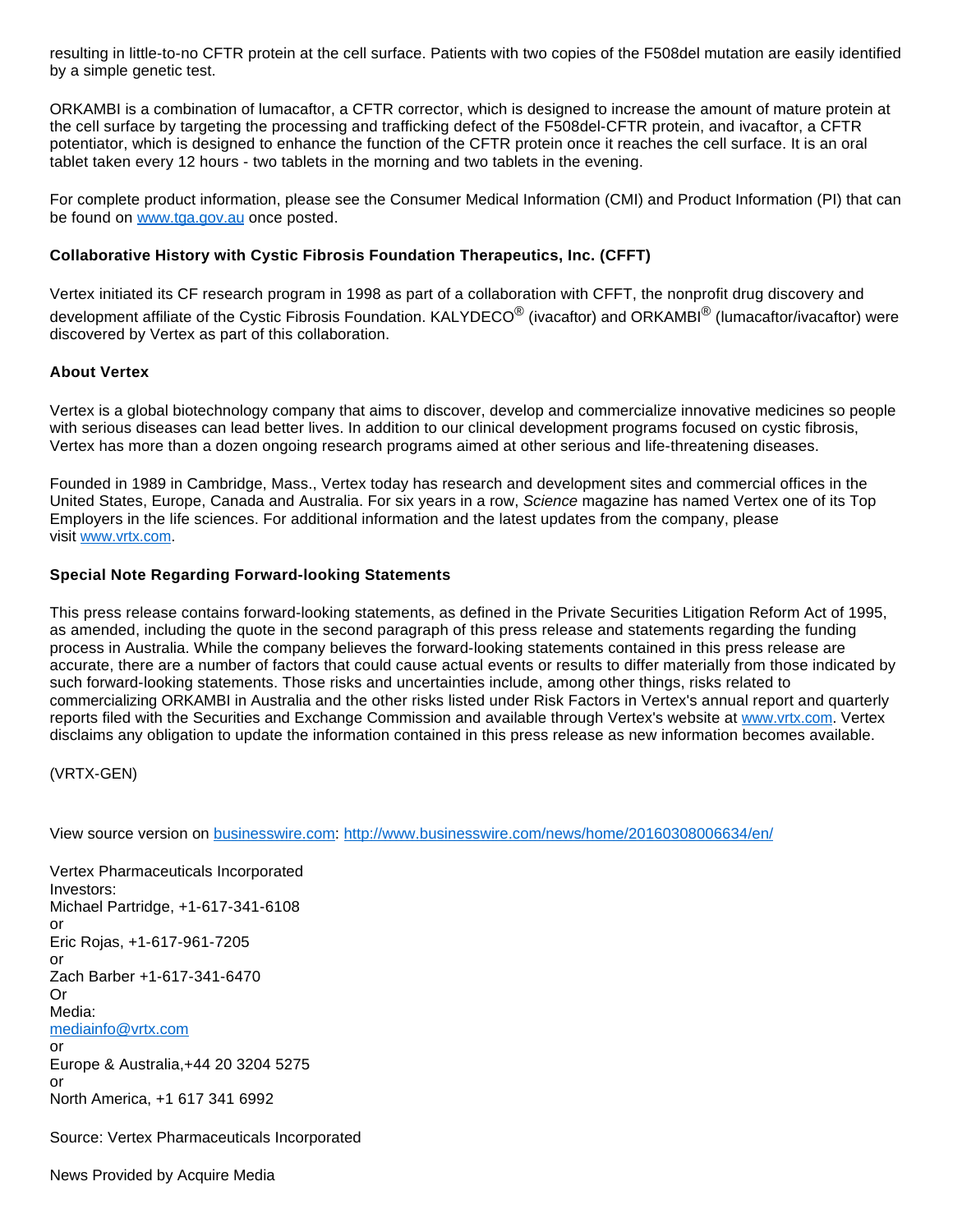resulting in little-to-no CFTR protein at the cell surface. Patients with two copies of the F508del mutation are easily identified by a simple genetic test.

ORKAMBI is a combination of lumacaftor, a CFTR corrector, which is designed to increase the amount of mature protein at the cell surface by targeting the processing and trafficking defect of the F508del-CFTR protein, and ivacaftor, a CFTR potentiator, which is designed to enhance the function of the CFTR protein once it reaches the cell surface. It is an oral tablet taken every 12 hours - two tablets in the morning and two tablets in the evening.

For complete product information, please see the Consumer Medical Information (CMI) and Product Information (PI) that can be found on [www.tga.gov.au](http://www.tga.gov.au) once posted.

**Collaborative History with Cystic Fibrosis Foundation Therapeutics, Inc. (CFFT)**

Vertex initiated its CF research program in 1998 as part of a collaboration with CFFT, the nonprofit drug discovery and development affiliate of the Cystic Fibrosis Foundation. KALYDECO® (ivacaftor) and ORKAMBI® (lumacaftor/ivacaftor) were discovered by Vertex as part of this collaboration.

**About Vertex**

Vertex is a global biotechnology company that aims to discover, develop and commercialize innovative medicines so people with serious diseases can lead better lives. In addition to our clinical development programs focused on cystic fibrosis, Vertex has more than a dozen ongoing research programs aimed at other serious and life-threatening diseases.

Founded in 1989 in Cambridge, Mass., Vertex today has research and development sites and commercial offices in the United States, Europe, Canada and Australia. For six years in a row, *Science* magazine has named Vertex one of its Top Employers in the life sciences. For additional information and the latest updates from the company, please visit [www.vrtx.com](http://www.vrtx.com).

**Special Note Regarding Forward-looking Statements**

This press release contains forward-looking statements, as defined in the Private Securities Litigation Reform Act of 1995, as amended, including the quote in the second paragraph of this press release and statements regarding the funding process in Australia. While the company believes the forward-looking statements contained in this press release are accurate, there are a number of factors that could cause actual events or results to differ materially from those indicated by such forward-looking statements. Those risks and uncertainties include, among other things, risks related to commercializing ORKAMBI in Australia and the other risks listed under Risk Factors in Vertex's annual report and quarterly reports filed with the Securities and Exchange Commission and available through Vertex's website at [www.vrtx.com](http://www.vrtx.com). Vertex disclaims any obligation to update the information contained in this press release as new information becomes available.

(VRTX-GEN)

View source version on [businesswire.com](http://businesswire.com): [http://www.businesswire.com/news/home/20160308006634/en/](http://www.businesswire.com/news/home/20160308006634/en/)

Vertex Pharmaceuticals Incorporated
Investors:
Michael Partridge, +1-617-341-6108
or
Eric Rojas, +1-617-961-7205
or
Zach Barber +1-617-341-6470
Or
Media:
[mediainfo@vrtx.com](mailto:mediainfo@vrtx.com)
or
Europe & Australia,+44 20 3204 5275
or
North America, +1 617 341 6992

Source: Vertex Pharmaceuticals Incorporated

News Provided by Acquire Media